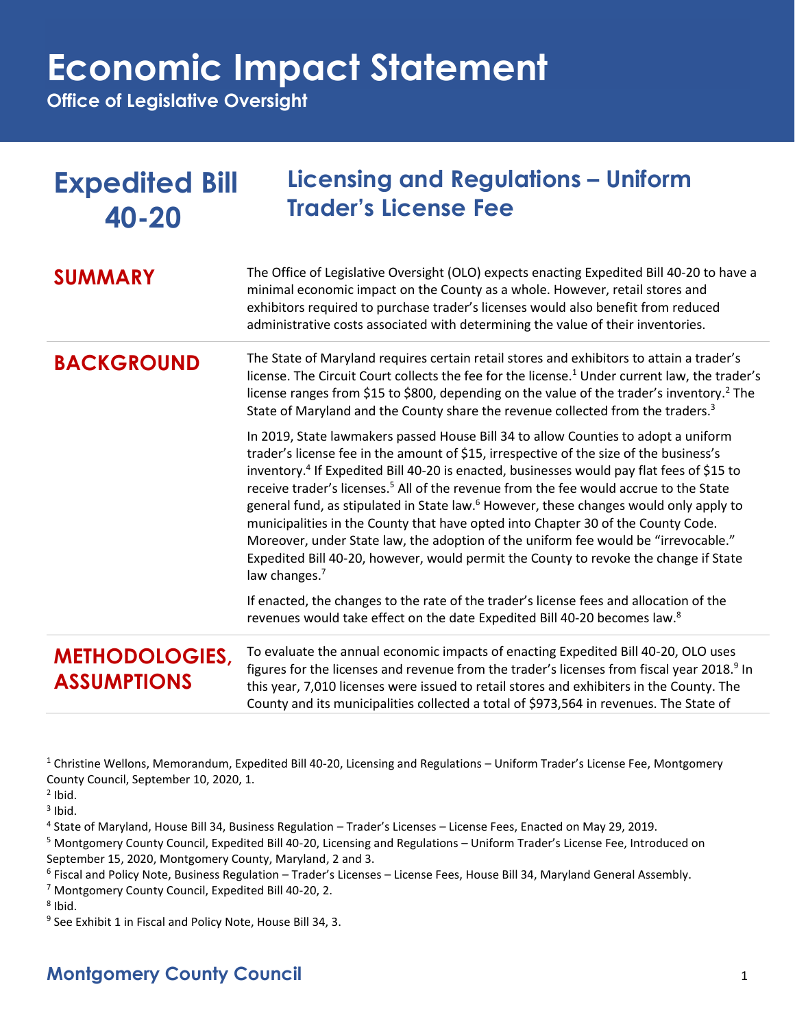# Economic Impact Statement

**Office of Legislative Oversight**

## Expedited Bill 40-20

## Licensing and Regulations – Uniform Trader's License Fee

### SUMMARY

The Office of Legislative Oversight (OLO) expects enacting Expedited Bill 40-20 to have a minimal economic impact on the County as a whole. However, retail stores and exhibitors required to purchase trader's licenses would also benefit from reduced administrative costs associated with determining the value of their inventories.

### BACKGROUND

The State of Maryland requires certain retail stores and exhibitors to attain a trader's license. The Circuit Court collects the fee for the license.[1] Under current law, the trader's license ranges from $15 to $800, depending on the value of the trader's inventory.[2] The State of Maryland and the County share the revenue collected from the traders.[3]

In 2019, State lawmakers passed House Bill 34 to allow Counties to adopt a uniform trader's license fee in the amount of $15, irrespective of the size of the business's inventory.[4] If Expedited Bill 40-20 is enacted, businesses would pay flat fees of $15 to receive trader's licenses.[5] All of the revenue from the fee would accrue to the State general fund, as stipulated in State law.[6] However, these changes would only apply to municipalities in the County that have opted into Chapter 30 of the County Code. Moreover, under State law, the adoption of the uniform fee would be "irrevocable." Expedited Bill 40-20, however, would permit the County to revoke the change if State law changes.[7]

If enacted, the changes to the rate of the trader's license fees and allocation of the revenues would take effect on the date Expedited Bill 40-20 becomes law.[8]

### METHODOLOGIES, ASSUMPTIONS

To evaluate the annual economic impacts of enacting Expedited Bill 40-20, OLO uses figures for the licenses and revenue from the trader's licenses from fiscal year 2018.[9] In this year, 7,010 licenses were issued to retail stores and exhibiters in the County. The County and its municipalities collected a total of $973,564 in revenues. The State of

---

[1] Christine Wellons, Memorandum, Expedited Bill 40-20, Licensing and Regulations – Uniform Trader's License Fee, Montgomery County Council, September 10, 2020, 1.

[2] Ibid.

[3] Ibid.

[4] State of Maryland, House Bill 34, Business Regulation – Trader's Licenses – License Fees, Enacted on May 29, 2019.

[5] Montgomery County Council, Expedited Bill 40-20, Licensing and Regulations – Uniform Trader's License Fee, Introduced on September 15, 2020, Montgomery County, Maryland, 2 and 3.

[6] Fiscal and Policy Note, Business Regulation – Trader's Licenses – License Fees, House Bill 34, Maryland General Assembly.

[7] Montgomery County Council, Expedited Bill 40-20, 2.

[8] Ibid.

[9] See Exhibit 1 in Fiscal and Policy Note, House Bill 34, 3.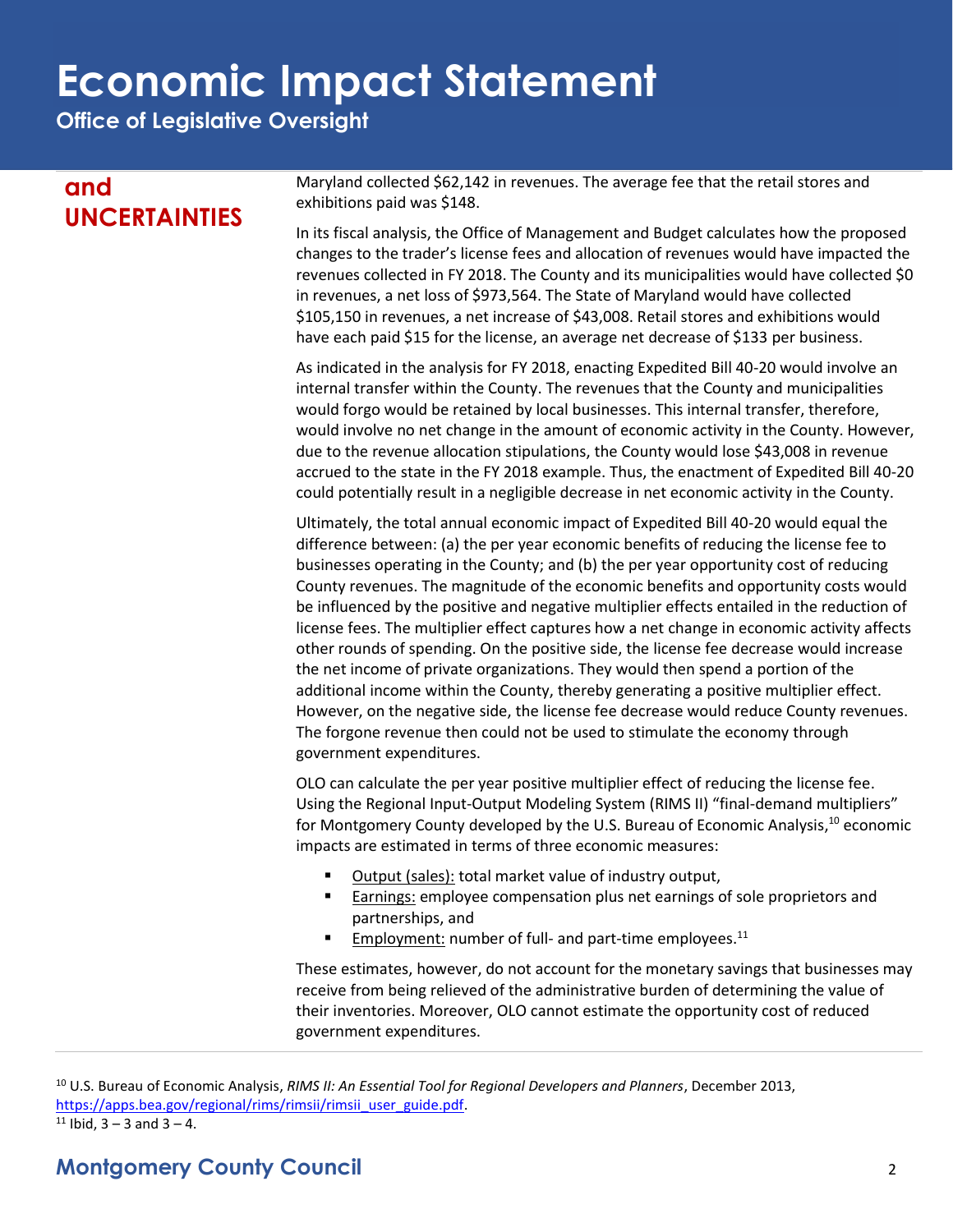## and UNCERTAINTIES

Maryland collected $62,142 in revenues. The average fee that the retail stores and exhibitions paid was $148.

In its fiscal analysis, the Office of Management and Budget calculates how the proposed changes to the trader's license fees and allocation of revenues would have impacted the revenues collected in FY 2018. The County and its municipalities would have collected $0 in revenues, a net loss of $973,564. The State of Maryland would have collected $105,150 in revenues, a net increase of $43,008. Retail stores and exhibitions would have each paid $15 for the license, an average net decrease of $133 per business.

As indicated in the analysis for FY 2018, enacting Expedited Bill 40-20 would involve an internal transfer within the County. The revenues that the County and municipalities would forgo would be retained by local businesses. This internal transfer, therefore, would involve no net change in the amount of economic activity in the County. However, due to the revenue allocation stipulations, the County would lose $43,008 in revenue accrued to the state in the FY 2018 example. Thus, the enactment of Expedited Bill 40-20 could potentially result in a negligible decrease in net economic activity in the County.

Ultimately, the total annual economic impact of Expedited Bill 40-20 would equal the difference between: (a) the per year economic benefits of reducing the license fee to businesses operating in the County; and (b) the per year opportunity cost of reducing County revenues. The magnitude of the economic benefits and opportunity costs would be influenced by the positive and negative multiplier effects entailed in the reduction of license fees. The multiplier effect captures how a net change in economic activity affects other rounds of spending. On the positive side, the license fee decrease would increase the net income of private organizations. They would then spend a portion of the additional income within the County, thereby generating a positive multiplier effect. However, on the negative side, the license fee decrease would reduce County revenues. The forgone revenue then could not be used to stimulate the economy through government expenditures.

OLO can calculate the per year positive multiplier effect of reducing the license fee. Using the Regional Input-Output Modeling System (RIMS II) "final-demand multipliers" for Montgomery County developed by the U.S. Bureau of Economic Analysis,[10] economic impacts are estimated in terms of three economic measures:

- Output (sales): total market value of industry output,
- Earnings: employee compensation plus net earnings of sole proprietors and partnerships, and
- Employment: number of full- and part-time employees.[11]

These estimates, however, do not account for the monetary savings that businesses may receive from being relieved of the administrative burden of determining the value of their inventories. Moreover, OLO cannot estimate the opportunity cost of reduced government expenditures.

---

[10] U.S. Bureau of Economic Analysis, *RIMS II: An Essential Tool for Regional Developers and Planners*, December 2013, https://apps.bea.gov/regional/rims/rimsii/rimsii_user_guide.pdf.

[11] Ibid, 3 – 3 and 3 – 4.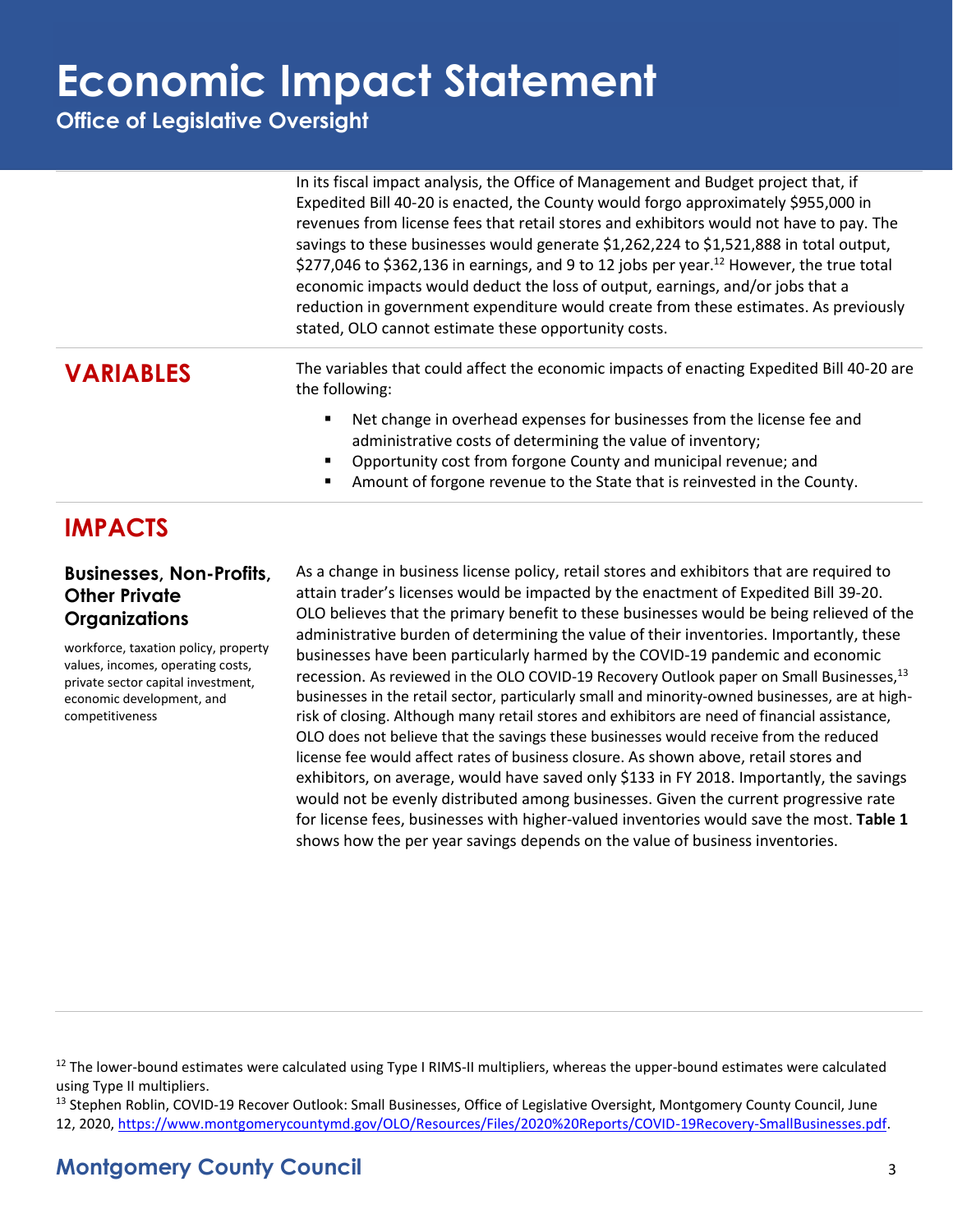In its fiscal impact analysis, the Office of Management and Budget project that, if Expedited Bill 40-20 is enacted, the County would forgo approximately $955,000 in revenues from license fees that retail stores and exhibitors would not have to pay. The savings to these businesses would generate $1,262,224 to $1,521,888 in total output, $277,046 to $362,136 in earnings, and 9 to 12 jobs per year.[12] However, the true total economic impacts would deduct the loss of output, earnings, and/or jobs that a reduction in government expenditure would create from these estimates. As previously stated, OLO cannot estimate these opportunity costs.

## VARIABLES

The variables that could affect the economic impacts of enacting Expedited Bill 40-20 are the following:

- Net change in overhead expenses for businesses from the license fee and administrative costs of determining the value of inventory;
- Opportunity cost from forgone County and municipal revenue; and
- Amount of forgone revenue to the State that is reinvested in the County.

## IMPACTS

### Businesses, Non-Profits, Other Private Organizations

workforce, taxation policy, property values, incomes, operating costs, private sector capital investment, economic development, and competitiveness

As a change in business license policy, retail stores and exhibitors that are required to attain trader's licenses would be impacted by the enactment of Expedited Bill 39-20. OLO believes that the primary benefit to these businesses would be being relieved of the administrative burden of determining the value of their inventories. Importantly, these businesses have been particularly harmed by the COVID-19 pandemic and economic recession. As reviewed in the OLO COVID-19 Recovery Outlook paper on Small Businesses,[13] businesses in the retail sector, particularly small and minority-owned businesses, are at high-risk of closing. Although many retail stores and exhibitors are need of financial assistance, OLO does not believe that the savings these businesses would receive from the reduced license fee would affect rates of business closure. As shown above, retail stores and exhibitors, on average, would have saved only $133 in FY 2018. Importantly, the savings would not be evenly distributed among businesses. Given the current progressive rate for license fees, businesses with higher-valued inventories would save the most. **Table 1** shows how the per year savings depends on the value of business inventories.

---

[12] The lower-bound estimates were calculated using Type I RIMS-II multipliers, whereas the upper-bound estimates were calculated using Type II multipliers.

[13] Stephen Roblin, COVID-19 Recover Outlook: Small Businesses, Office of Legislative Oversight, Montgomery County Council, June 12, 2020, https://www.montgomerycountymd.gov/OLO/Resources/Files/2020%20Reports/COVID-19Recovery-SmallBusinesses.pdf.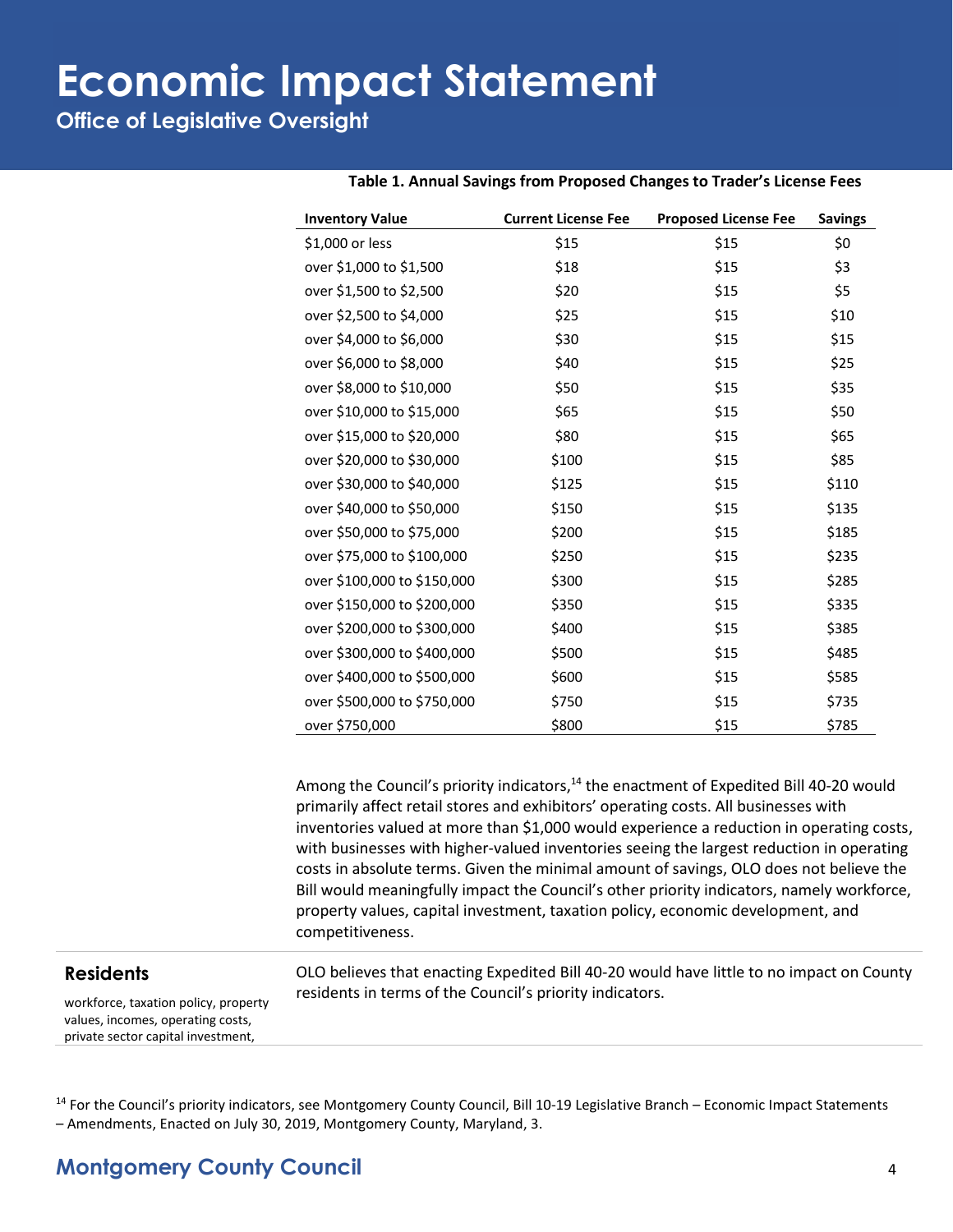**Table 1. Annual Savings from Proposed Changes to Trader's License Fees**

| Inventory Value | Current License Fee | Proposed License Fee | Savings |
|---|---|---|---|
| $1,000 or less | $15 | $15 | $0 |
| over $1,000 to $1,500 | $18 | $15 | $3 |
| over $1,500 to $2,500 | $20 | $15 | $5 |
| over $2,500 to $4,000 | $25 | $15 | $10 |
| over $4,000 to $6,000 | $30 | $15 | $15 |
| over $6,000 to $8,000 | $40 | $15 | $25 |
| over $8,000 to $10,000 | $50 | $15 | $35 |
| over $10,000 to $15,000 | $65 | $15 | $50 |
| over $15,000 to $20,000 | $80 | $15 | $65 |
| over $20,000 to $30,000 | $100 | $15 | $85 |
| over $30,000 to $40,000 | $125 | $15 | $110 |
| over $40,000 to $50,000 | $150 | $15 | $135 |
| over $50,000 to $75,000 | $200 | $15 | $185 |
| over $75,000 to $100,000 | $250 | $15 | $235 |
| over $100,000 to $150,000 | $300 | $15 | $285 |
| over $150,000 to $200,000 | $350 | $15 | $335 |
| over $200,000 to $300,000 | $400 | $15 | $385 |
| over $300,000 to $400,000 | $500 | $15 | $485 |
| over $400,000 to $500,000 | $600 | $15 | $585 |
| over $500,000 to $750,000 | $750 | $15 | $735 |
| over $750,000 | $800 | $15 | $785 |

Among the Council's priority indicators,[14] the enactment of Expedited Bill 40-20 would primarily affect retail stores and exhibitors' operating costs. All businesses with inventories valued at more than $1,000 would experience a reduction in operating costs, with businesses with higher-valued inventories seeing the largest reduction in operating costs in absolute terms. Given the minimal amount of savings, OLO does not believe the Bill would meaningfully impact the Council's other priority indicators, namely workforce, property values, capital investment, taxation policy, economic development, and competitiveness.

## Residents

workforce, taxation policy, property values, incomes, operating costs, private sector capital investment,

OLO believes that enacting Expedited Bill 40-20 would have little to no impact on County residents in terms of the Council's priority indicators.

[14] For the Council's priority indicators, see Montgomery County Council, Bill 10-19 Legislative Branch – Economic Impact Statements – Amendments, Enacted on July 30, 2019, Montgomery County, Maryland, 3.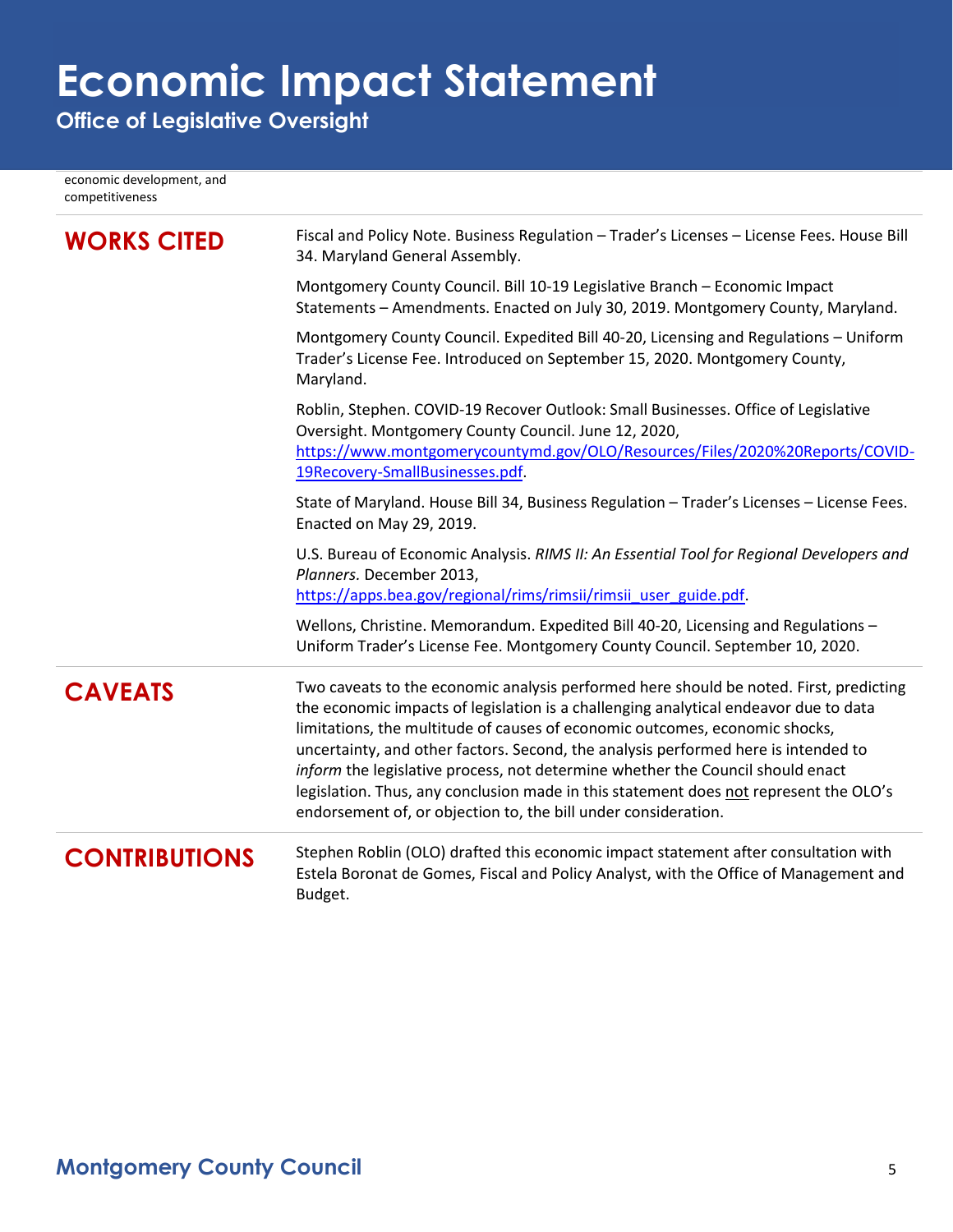economic development, and competitiveness

## WORKS CITED

Fiscal and Policy Note. Business Regulation – Trader's Licenses – License Fees. House Bill 34. Maryland General Assembly.

Montgomery County Council. Bill 10-19 Legislative Branch – Economic Impact Statements – Amendments. Enacted on July 30, 2019. Montgomery County, Maryland.

Montgomery County Council. Expedited Bill 40-20, Licensing and Regulations – Uniform Trader's License Fee. Introduced on September 15, 2020. Montgomery County, Maryland.

Roblin, Stephen. COVID-19 Recover Outlook: Small Businesses. Office of Legislative Oversight. Montgomery County Council. June 12, 2020, https://www.montgomerycountymd.gov/OLO/Resources/Files/2020%20Reports/COVID-19Recovery-SmallBusinesses.pdf.

State of Maryland. House Bill 34, Business Regulation – Trader's Licenses – License Fees. Enacted on May 29, 2019.

U.S. Bureau of Economic Analysis. *RIMS II: An Essential Tool for Regional Developers and Planners.* December 2013, https://apps.bea.gov/regional/rims/rimsii/rimsii_user_guide.pdf.

Wellons, Christine. Memorandum. Expedited Bill 40-20, Licensing and Regulations – Uniform Trader's License Fee. Montgomery County Council. September 10, 2020.

## CAVEATS

Two caveats to the economic analysis performed here should be noted. First, predicting the economic impacts of legislation is a challenging analytical endeavor due to data limitations, the multitude of causes of economic outcomes, economic shocks, uncertainty, and other factors. Second, the analysis performed here is intended to *inform* the legislative process, not determine whether the Council should enact legislation. Thus, any conclusion made in this statement does not represent the OLO's endorsement of, or objection to, the bill under consideration.

## CONTRIBUTIONS

Stephen Roblin (OLO) drafted this economic impact statement after consultation with Estela Boronat de Gomes, Fiscal and Policy Analyst, with the Office of Management and Budget.